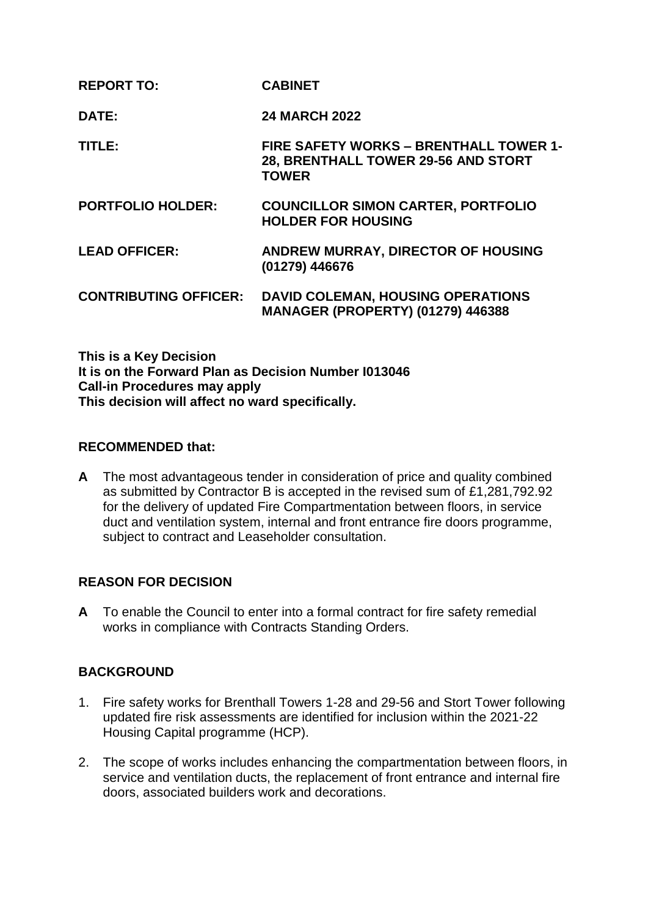| | |
|---|---|
| **REPORT TO:** | **CABINET** |
| **DATE:** | **24 MARCH 2022** |
| **TITLE:** | **FIRE SAFETY WORKS – BRENTHALL TOWER 1-28, BRENTHALL TOWER 29-56 AND STORT TOWER** |
| **PORTFOLIO HOLDER:** | **COUNCILLOR SIMON CARTER, PORTFOLIO HOLDER FOR HOUSING** |
| **LEAD OFFICER:** | **ANDREW MURRAY, DIRECTOR OF HOUSING (01279) 446676** |
| **CONTRIBUTING OFFICER:** | **DAVID COLEMAN, HOUSING OPERATIONS MANAGER (PROPERTY) (01279) 446388** |

**This is a Key Decision**
**It is on the Forward Plan as Decision Number I013046**
**Call-in Procedures may apply**
**This decision will affect no ward specifically.**

## RECOMMENDED that:

**A** The most advantageous tender in consideration of price and quality combined as submitted by Contractor B is accepted in the revised sum of £1,281,792.92 for the delivery of updated Fire Compartmentation between floors, in service duct and ventilation system, internal and front entrance fire doors programme, subject to contract and Leaseholder consultation.

## REASON FOR DECISION

**A** To enable the Council to enter into a formal contract for fire safety remedial works in compliance with Contracts Standing Orders.

## BACKGROUND

1. Fire safety works for Brenthall Towers 1-28 and 29-56 and Stort Tower following updated fire risk assessments are identified for inclusion within the 2021-22 Housing Capital programme (HCP).

2. The scope of works includes enhancing the compartmentation between floors, in service and ventilation ducts, the replacement of front entrance and internal fire doors, associated builders work and decorations.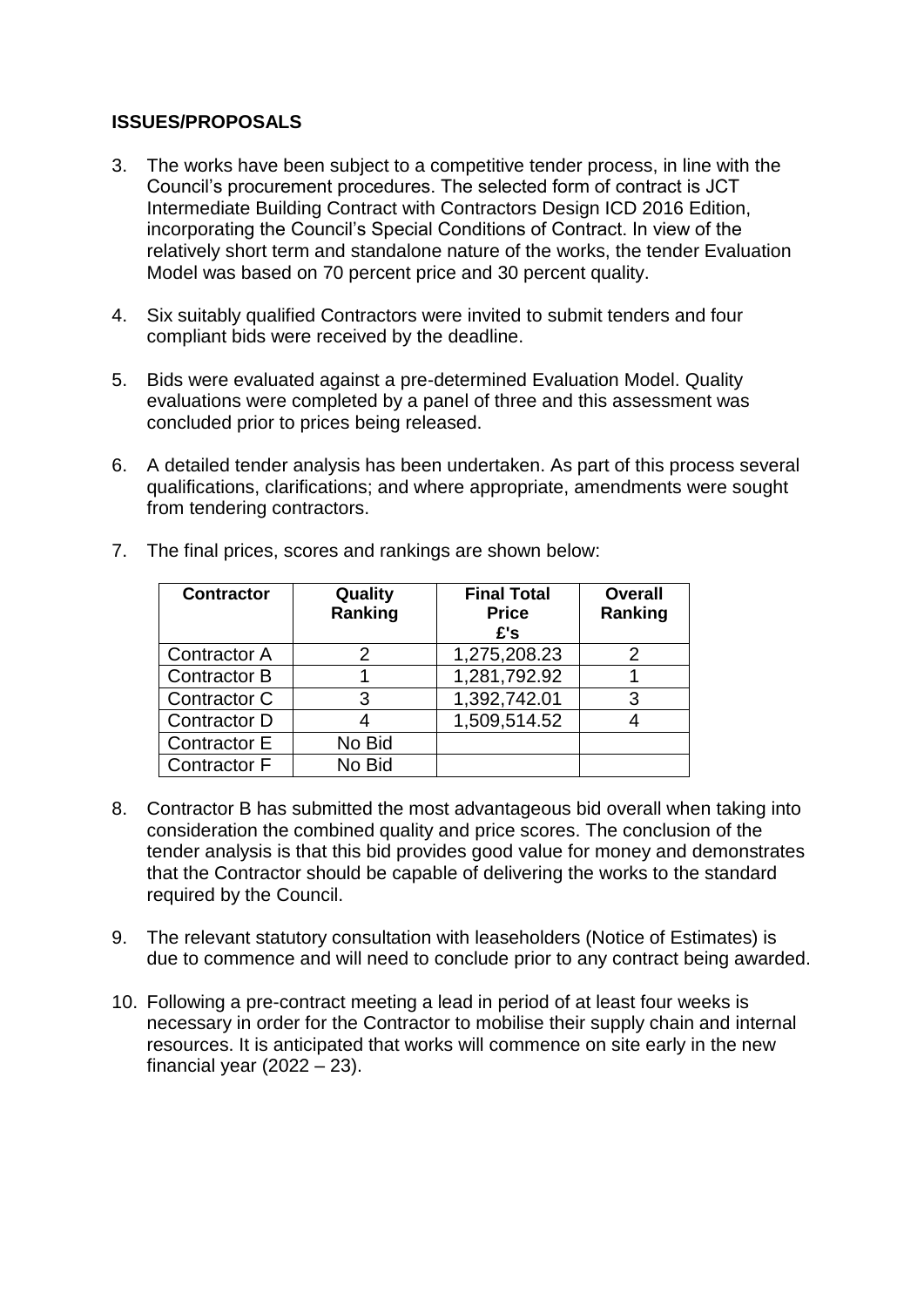## ISSUES/PROPOSALS

3. The works have been subject to a competitive tender process, in line with the Council's procurement procedures. The selected form of contract is JCT Intermediate Building Contract with Contractors Design ICD 2016 Edition, incorporating the Council's Special Conditions of Contract. In view of the relatively short term and standalone nature of the works, the tender Evaluation Model was based on 70 percent price and 30 percent quality.

4. Six suitably qualified Contractors were invited to submit tenders and four compliant bids were received by the deadline.

5. Bids were evaluated against a pre-determined Evaluation Model. Quality evaluations were completed by a panel of three and this assessment was concluded prior to prices being released.

6. A detailed tender analysis has been undertaken. As part of this process several qualifications, clarifications; and where appropriate, amendments were sought from tendering contractors.

7. The final prices, scores and rankings are shown below:

| Contractor | Quality Ranking | Final Total Price £'s | Overall Ranking |
|---|---|---|---|
| Contractor A | 2 | 1,275,208.23 | 2 |
| Contractor B | 1 | 1,281,792.92 | 1 |
| Contractor C | 3 | 1,392,742.01 | 3 |
| Contractor D | 4 | 1,509,514.52 | 4 |
| Contractor E | No Bid | | |
| Contractor F | No Bid | | |

8. Contractor B has submitted the most advantageous bid overall when taking into consideration the combined quality and price scores. The conclusion of the tender analysis is that this bid provides good value for money and demonstrates that the Contractor should be capable of delivering the works to the standard required by the Council.

9. The relevant statutory consultation with leaseholders (Notice of Estimates) is due to commence and will need to conclude prior to any contract being awarded.

10. Following a pre-contract meeting a lead in period of at least four weeks is necessary in order for the Contractor to mobilise their supply chain and internal resources. It is anticipated that works will commence on site early in the new financial year (2022 – 23).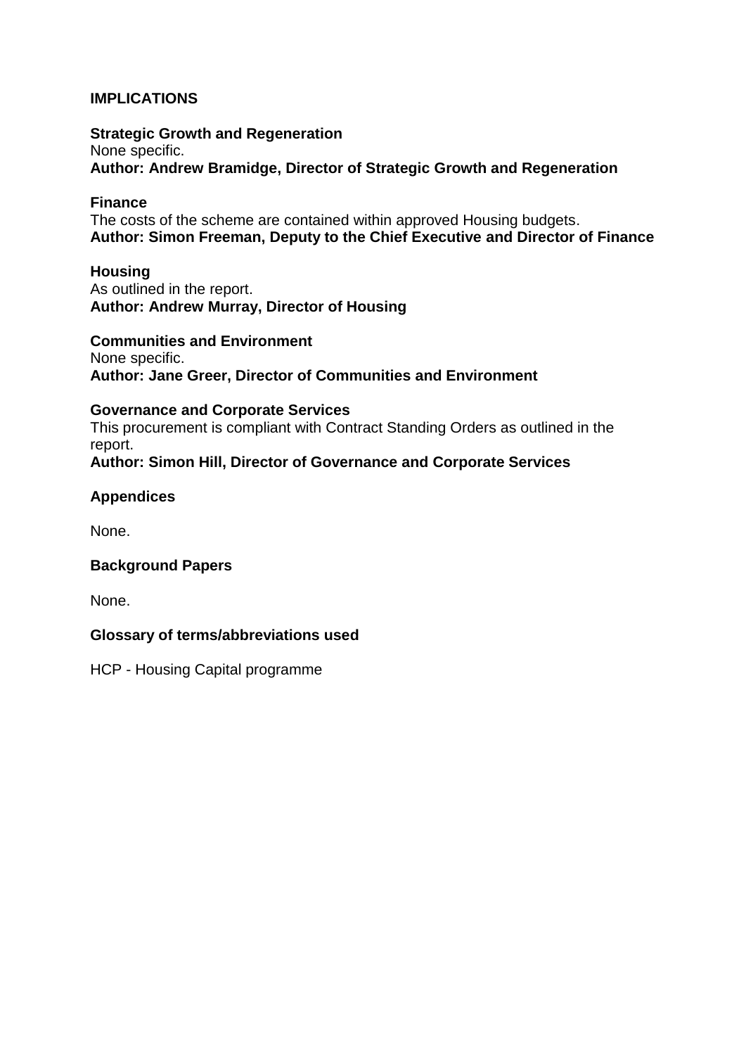**IMPLICATIONS**

**Strategic Growth and Regeneration**
None specific.
**Author: Andrew Bramidge, Director of Strategic Growth and Regeneration**

**Finance**
The costs of the scheme are contained within approved Housing budgets.
**Author: Simon Freeman, Deputy to the Chief Executive and Director of Finance**

**Housing**
As outlined in the report.
**Author: Andrew Murray, Director of Housing**

**Communities and Environment**
None specific.
**Author: Jane Greer, Director of Communities and Environment**

**Governance and Corporate Services**
This procurement is compliant with Contract Standing Orders as outlined in the report.
**Author: Simon Hill, Director of Governance and Corporate Services**

**Appendices**

None.

**Background Papers**

None.

**Glossary of terms/abbreviations used**

HCP - Housing Capital programme